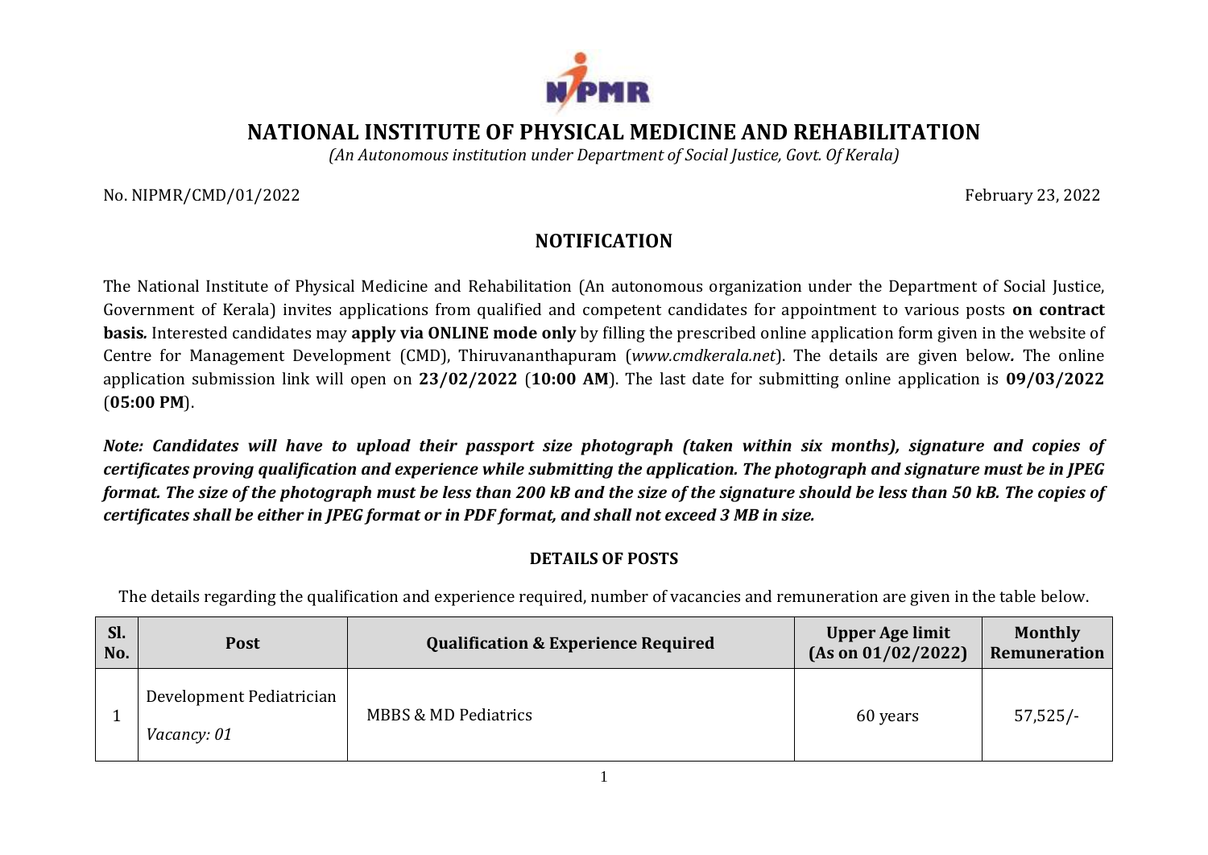# NATIONAL INSTITUTE OF PHYSICAL MEDICINE AND REHABILITATION

*(An Autonomous institution under Department of Social Justice, Govt. Of Kerala)*

No. NIPMR/CMD/01/2022 February 23, 2022

## NOTIFICATION

The National Institute of Physical Medicine and Rehabilitation (An autonomous organization under the Department of Social Justice, Government of Kerala) invites applications from qualified and competent candidates for appointment to various posts **on contract basis.** Interested candidates may **apply via ONLINE mode only** by filling the prescribed online application form given in the website of Centre for Management Development (CMD), Thiruvananthapuram (*www.cmdkerala.net*). The details are given below**.** The online application submission link will open on **23/02/2022** (**10:00 AM**). The last date for submitting online application is **09/03/2022** (**05:00 PM**).

***Note: Candidates will have to upload their passport size photograph (taken within six months), signature and copies of certificates proving qualification and experience while submitting the application. The photograph and signature must be in JPEG format. The size of the photograph must be less than 200 kB and the size of the signature should be less than 50 kB. The copies of certificates shall be either in JPEG format or in PDF format, and shall not exceed 3 MB in size.***

### DETAILS OF POSTS

The details regarding the qualification and experience required, number of vacancies and remuneration are given in the table below.

| Sl. No. | Post | Qualification & Experience Required | Upper Age limit (As on 01/02/2022) | Monthly Remuneration |
|---|---|---|---|---|
| 1 | Development Pediatrician<br>*Vacancy: 01* | MBBS & MD Pediatrics | 60 years | 57,525/- |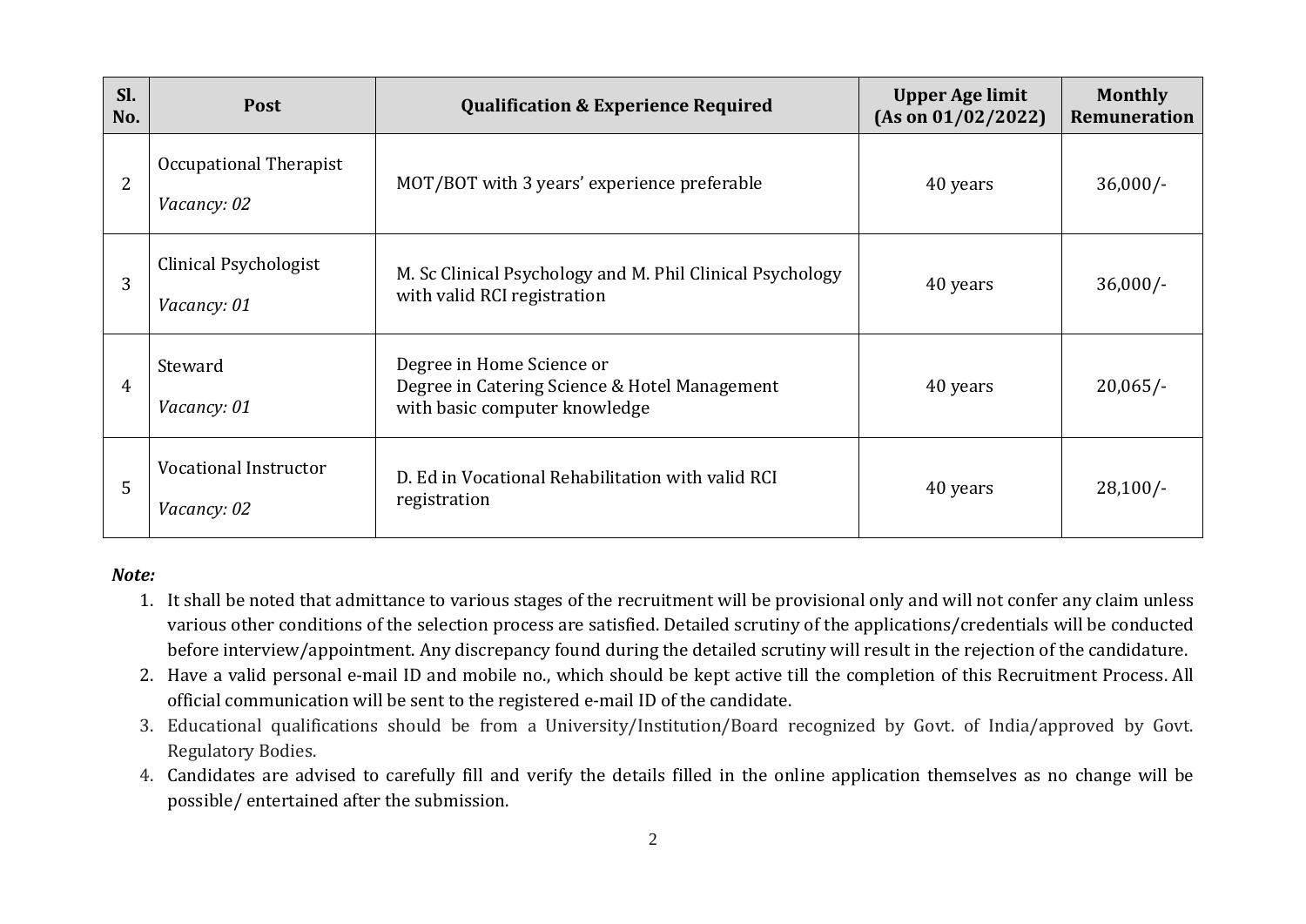| Sl. No. | Post | Qualification & Experience Required | Upper Age limit (As on 01/02/2022) | Monthly Remuneration |
|---|---|---|---|---|
| 2 | Occupational Therapist<br>*Vacancy: 02* | MOT/BOT with 3 years' experience preferable | 40 years | 36,000/- |
| 3 | Clinical Psychologist<br>*Vacancy: 01* | M. Sc Clinical Psychology and M. Phil Clinical Psychology with valid RCI registration | 40 years | 36,000/- |
| 4 | Steward<br>*Vacancy: 01* | Degree in Home Science or<br>Degree in Catering Science & Hotel Management<br>with basic computer knowledge | 40 years | 20,065/- |
| 5 | Vocational Instructor<br>*Vacancy: 02* | D. Ed in Vocational Rehabilitation with valid RCI registration | 40 years | 28,100/- |

***Note:***

1. It shall be noted that admittance to various stages of the recruitment will be provisional only and will not confer any claim unless various other conditions of the selection process are satisfied. Detailed scrutiny of the applications/credentials will be conducted before interview/appointment. Any discrepancy found during the detailed scrutiny will result in the rejection of the candidature.
2. Have a valid personal e-mail ID and mobile no., which should be kept active till the completion of this Recruitment Process. All official communication will be sent to the registered e-mail ID of the candidate.
3. Educational qualifications should be from a University/Institution/Board recognized by Govt. of India/approved by Govt. Regulatory Bodies.
4. Candidates are advised to carefully fill and verify the details filled in the online application themselves as no change will be possible/ entertained after the submission.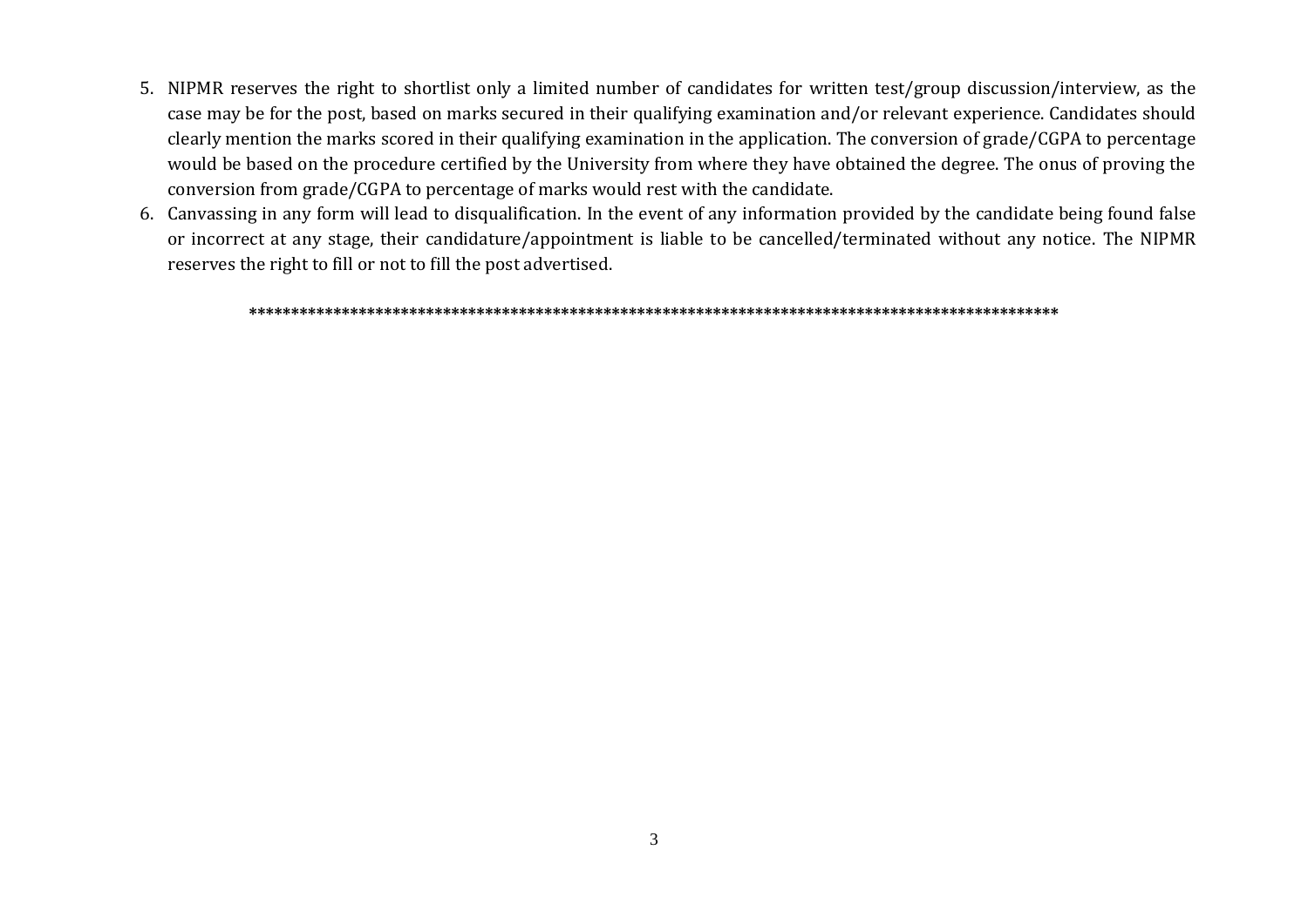5. NIPMR reserves the right to shortlist only a limited number of candidates for written test/group discussion/interview, as the case may be for the post, based on marks secured in their qualifying examination and/or relevant experience. Candidates should clearly mention the marks scored in their qualifying examination in the application. The conversion of grade/CGPA to percentage would be based on the procedure certified by the University from where they have obtained the degree. The onus of proving the conversion from grade/CGPA to percentage of marks would rest with the candidate.
6. Canvassing in any form will lead to disqualification. In the event of any information provided by the candidate being found false or incorrect at any stage, their candidature/appointment is liable to be cancelled/terminated without any notice. The NIPMR reserves the right to fill or not to fill the post advertised.

***************************************************************************************************